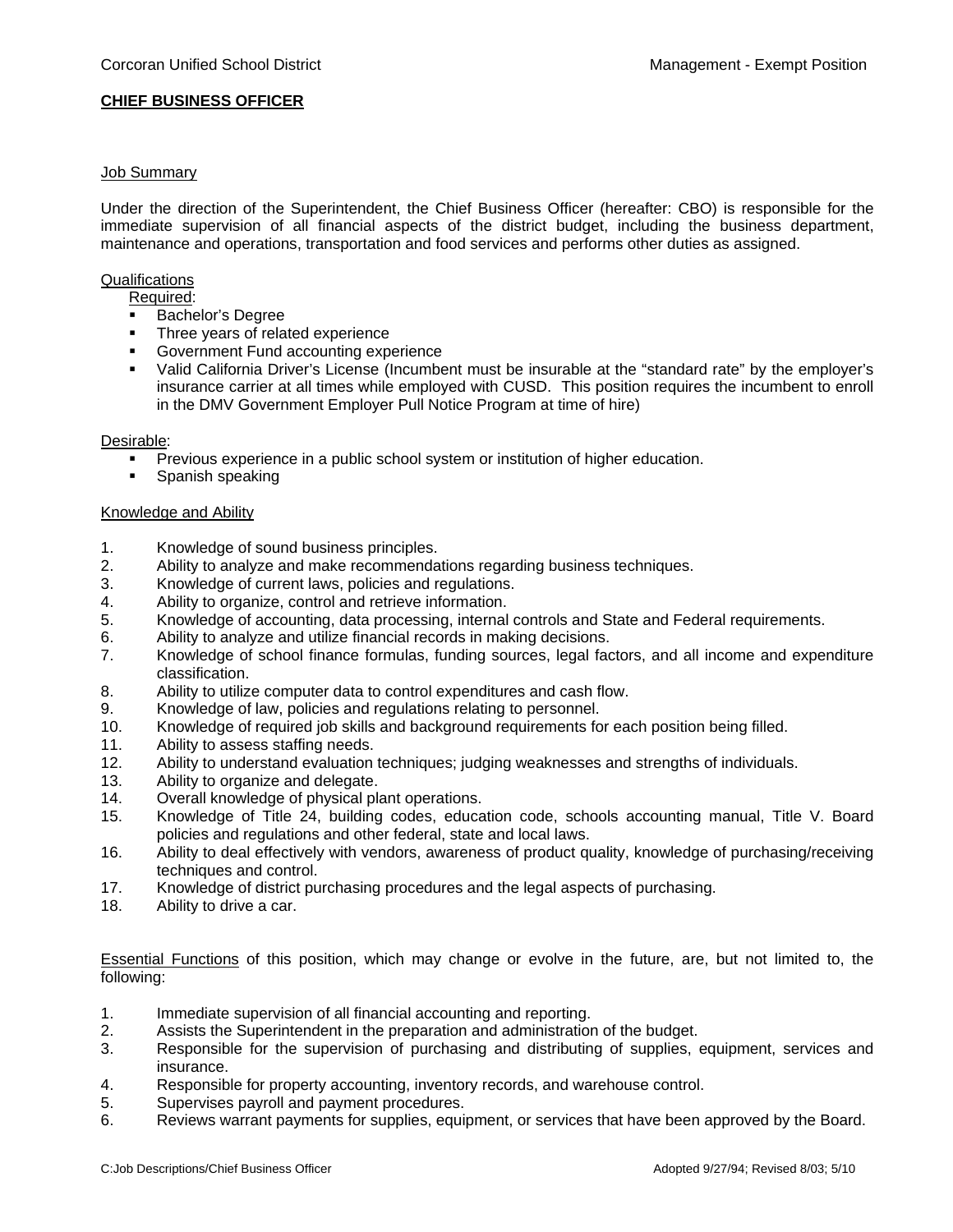Corcoran Unified School District — Management - Exempt Position

**CHIEF BUSINESS OFFICER**

Job Summary

Under the direction of the Superintendent, the Chief Business Officer (hereafter: CBO) is responsible for the immediate supervision of all financial aspects of the district budget, including the business department, maintenance and operations, transportation and food services and performs other duties as assigned.

Qualifications

Required:

- Bachelor's Degree
- Three years of related experience
- Government Fund accounting experience
- Valid California Driver's License (Incumbent must be insurable at the "standard rate" by the employer's insurance carrier at all times while employed with CUSD. This position requires the incumbent to enroll in the DMV Government Employer Pull Notice Program at time of hire)

Desirable:

- Previous experience in a public school system or institution of higher education.
- Spanish speaking

Knowledge and Ability

1. Knowledge of sound business principles.
2. Ability to analyze and make recommendations regarding business techniques.
3. Knowledge of current laws, policies and regulations.
4. Ability to organize, control and retrieve information.
5. Knowledge of accounting, data processing, internal controls and State and Federal requirements.
6. Ability to analyze and utilize financial records in making decisions.
7. Knowledge of school finance formulas, funding sources, legal factors, and all income and expenditure classification.
8. Ability to utilize computer data to control expenditures and cash flow.
9. Knowledge of law, policies and regulations relating to personnel.
10. Knowledge of required job skills and background requirements for each position being filled.
11. Ability to assess staffing needs.
12. Ability to understand evaluation techniques; judging weaknesses and strengths of individuals.
13. Ability to organize and delegate.
14. Overall knowledge of physical plant operations.
15. Knowledge of Title 24, building codes, education code, schools accounting manual, Title V. Board policies and regulations and other federal, state and local laws.
16. Ability to deal effectively with vendors, awareness of product quality, knowledge of purchasing/receiving techniques and control.
17. Knowledge of district purchasing procedures and the legal aspects of purchasing.
18. Ability to drive a car.

Essential Functions of this position, which may change or evolve in the future, are, but not limited to, the following:

1. Immediate supervision of all financial accounting and reporting.
2. Assists the Superintendent in the preparation and administration of the budget.
3. Responsible for the supervision of purchasing and distributing of supplies, equipment, services and insurance.
4. Responsible for property accounting, inventory records, and warehouse control.
5. Supervises payroll and payment procedures.
6. Reviews warrant payments for supplies, equipment, or services that have been approved by the Board.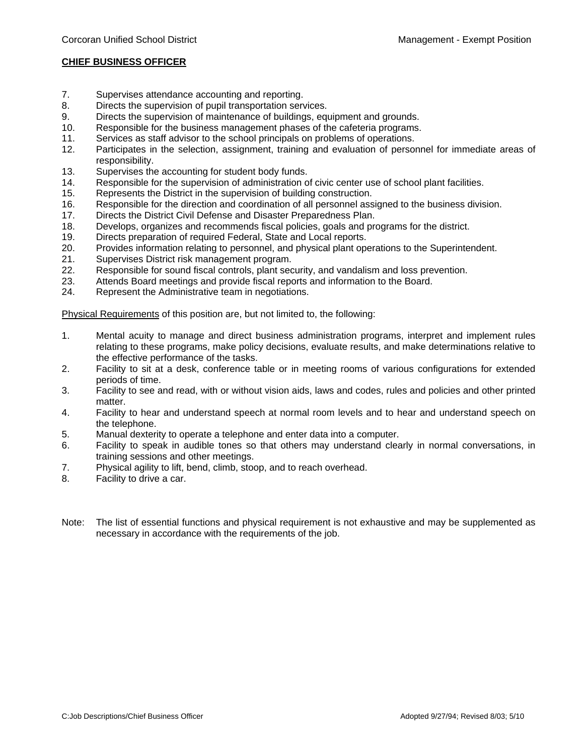**CHIEF BUSINESS OFFICER**

7. Supervises attendance accounting and reporting.
8. Directs the supervision of pupil transportation services.
9. Directs the supervision of maintenance of buildings, equipment and grounds.
10. Responsible for the business management phases of the cafeteria programs.
11. Services as staff advisor to the school principals on problems of operations.
12. Participates in the selection, assignment, training and evaluation of personnel for immediate areas of responsibility.
13. Supervises the accounting for student body funds.
14. Responsible for the supervision of administration of civic center use of school plant facilities.
15. Represents the District in the supervision of building construction.
16. Responsible for the direction and coordination of all personnel assigned to the business division.
17. Directs the District Civil Defense and Disaster Preparedness Plan.
18. Develops, organizes and recommends fiscal policies, goals and programs for the district.
19. Directs preparation of required Federal, State and Local reports.
20. Provides information relating to personnel, and physical plant operations to the Superintendent.
21. Supervises District risk management program.
22. Responsible for sound fiscal controls, plant security, and vandalism and loss prevention.
23. Attends Board meetings and provide fiscal reports and information to the Board.
24. Represent the Administrative team in negotiations.

Physical Requirements of this position are, but not limited to, the following:

1. Mental acuity to manage and direct business administration programs, interpret and implement rules relating to these programs, make policy decisions, evaluate results, and make determinations relative to the effective performance of the tasks.
2. Facility to sit at a desk, conference table or in meeting rooms of various configurations for extended periods of time.
3. Facility to see and read, with or without vision aids, laws and codes, rules and policies and other printed matter.
4. Facility to hear and understand speech at normal room levels and to hear and understand speech on the telephone.
5. Manual dexterity to operate a telephone and enter data into a computer.
6. Facility to speak in audible tones so that others may understand clearly in normal conversations, in training sessions and other meetings.
7. Physical agility to lift, bend, climb, stoop, and to reach overhead.
8. Facility to drive a car.

Note: The list of essential functions and physical requirement is not exhaustive and may be supplemented as necessary in accordance with the requirements of the job.

C:Job Descriptions/Chief Business Officer — Adopted 9/27/94; Revised 8/03; 5/10